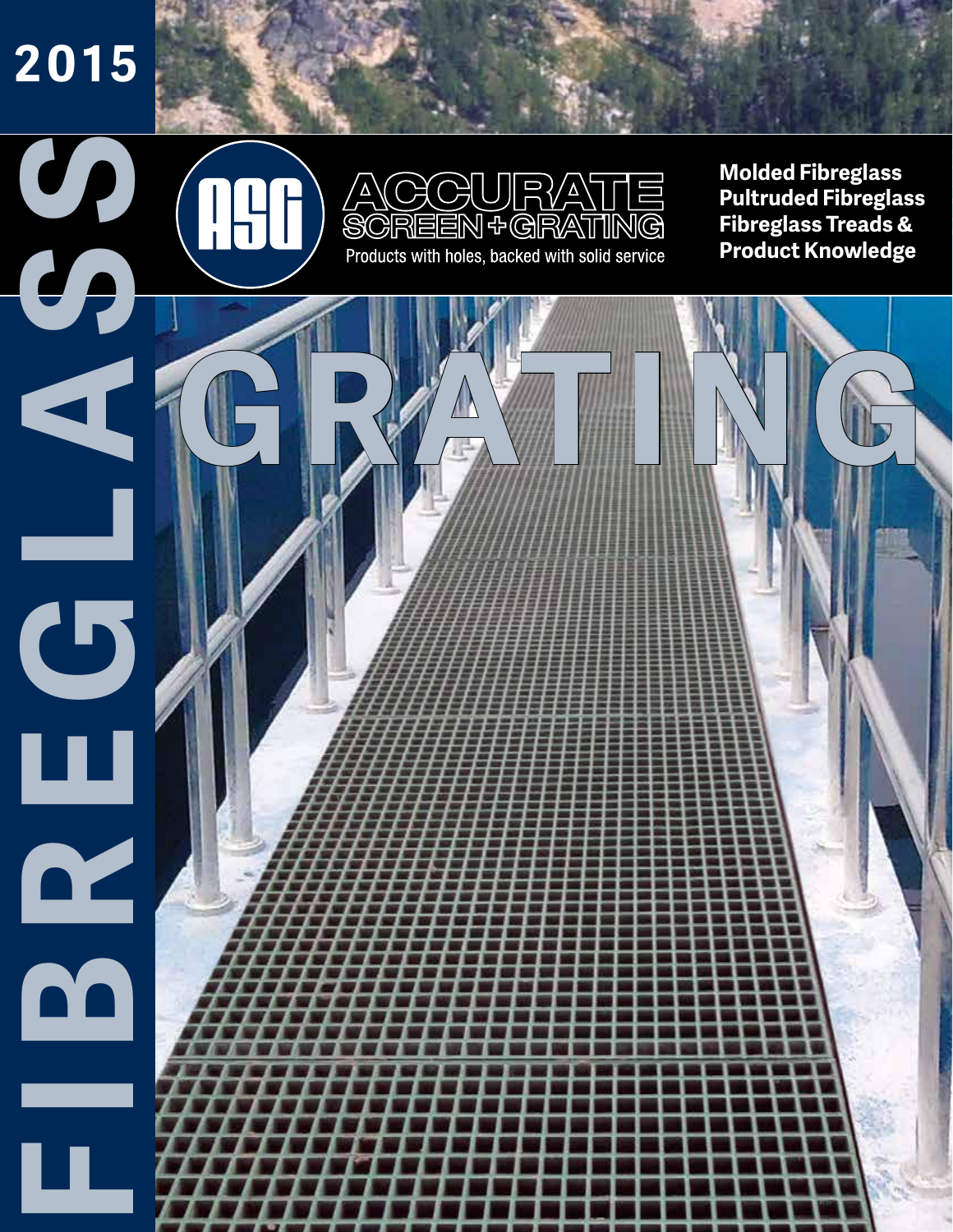# 2015

# FIBREGLASS GRATING

ASG

ACCURATE SCREEN + GRATING

Products with holes, backed with solid service

**Molded Fibreglass**
**Pultruded Fibreglass**
**Fibreglass Treads &**
**Product Knowledge**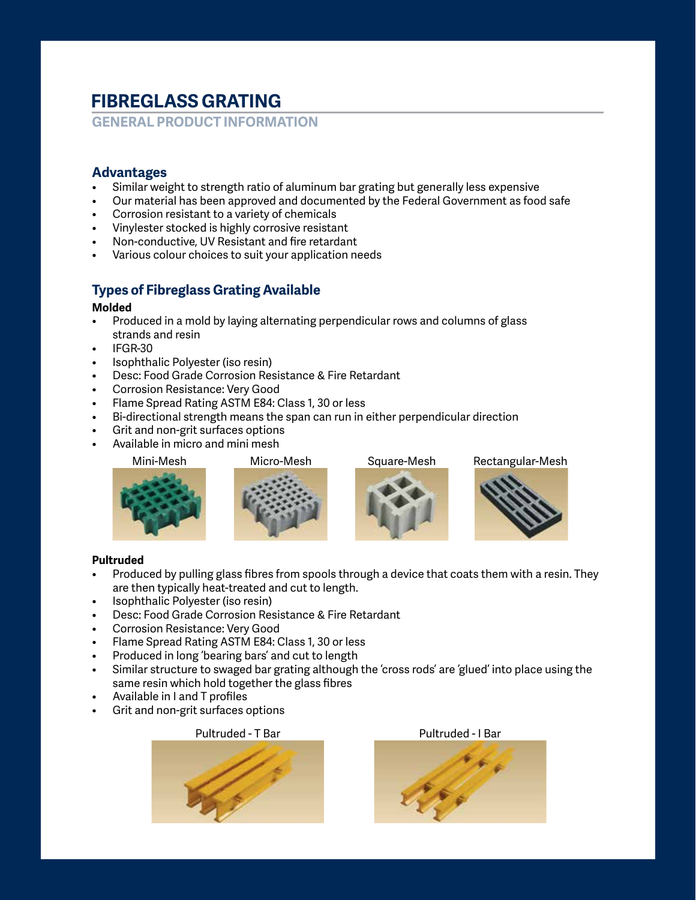# FIBREGLASS GRATING

## GENERAL PRODUCT INFORMATION

### Advantages

- Similar weight to strength ratio of aluminum bar grating but generally less expensive
- Our material has been approved and documented by the Federal Government as food safe
- Corrosion resistant to a variety of chemicals
- Vinylester stocked is highly corrosive resistant
- Non-conductive, UV Resistant and fire retardant
- Various colour choices to suit your application needs

### Types of Fibreglass Grating Available

**Molded**

- Produced in a mold by laying alternating perpendicular rows and columns of glass strands and resin
- IFGR-30
- Isophthalic Polyester (iso resin)
- Desc: Food Grade Corrosion Resistance & Fire Retardant
- Corrosion Resistance: Very Good
- Flame Spread Rating ASTM E84: Class 1, 30 or less
- Bi-directional strength means the span can run in either perpendicular direction
- Grit and non-grit surfaces options
- Available in micro and mini mesh

Mini-Mesh

Micro-Mesh

Square-Mesh

Rectangular-Mesh

**Pultruded**

- Produced by pulling glass fibres from spools through a device that coats them with a resin. They are then typically heat-treated and cut to length.
- Isophthalic Polyester (iso resin)
- Desc: Food Grade Corrosion Resistance & Fire Retardant
- Corrosion Resistance: Very Good
- Flame Spread Rating ASTM E84: Class 1, 30 or less
- Produced in long 'bearing bars' and cut to length
- Similar structure to swaged bar grating although the 'cross rods' are 'glued' into place using the same resin which hold together the glass fibres
- Available in I and T profiles
- Grit and non-grit surfaces options

Pultruded - T Bar

Pultruded - I Bar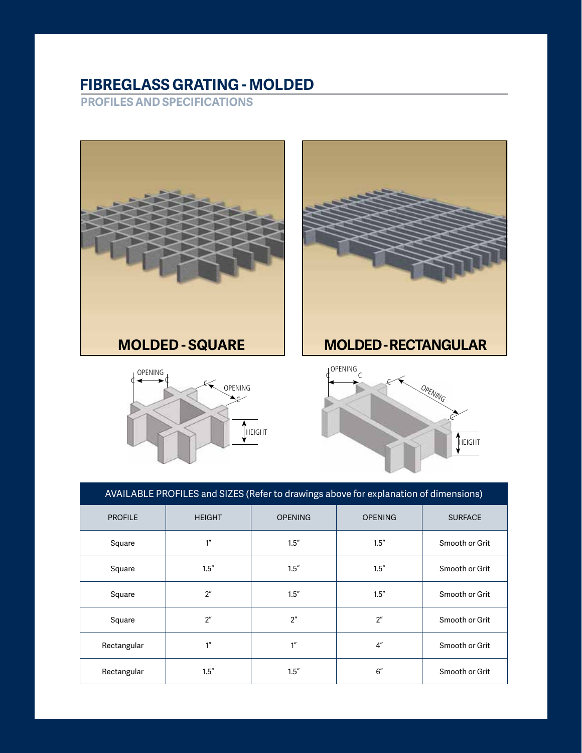# FIBREGLASS GRATING - MOLDED

## PROFILES AND SPECIFICATIONS

**MOLDED - SQUARE**

**MOLDED - RECTANGULAR**

| AVAILABLE PROFILES and SIZES (Refer to drawings above for explanation of dimensions) | | | | |
|---|---|---|---|---|
| PROFILE | HEIGHT | OPENING | OPENING | SURFACE |
| Square | 1″ | 1.5″ | 1.5″ | Smooth or Grit |
| Square | 1.5″ | 1.5″ | 1.5″ | Smooth or Grit |
| Square | 2″ | 1.5″ | 1.5″ | Smooth or Grit |
| Square | 2″ | 2″ | 2″ | Smooth or Grit |
| Rectangular | 1″ | 1″ | 4″ | Smooth or Grit |
| Rectangular | 1.5″ | 1.5″ | 6″ | Smooth or Grit |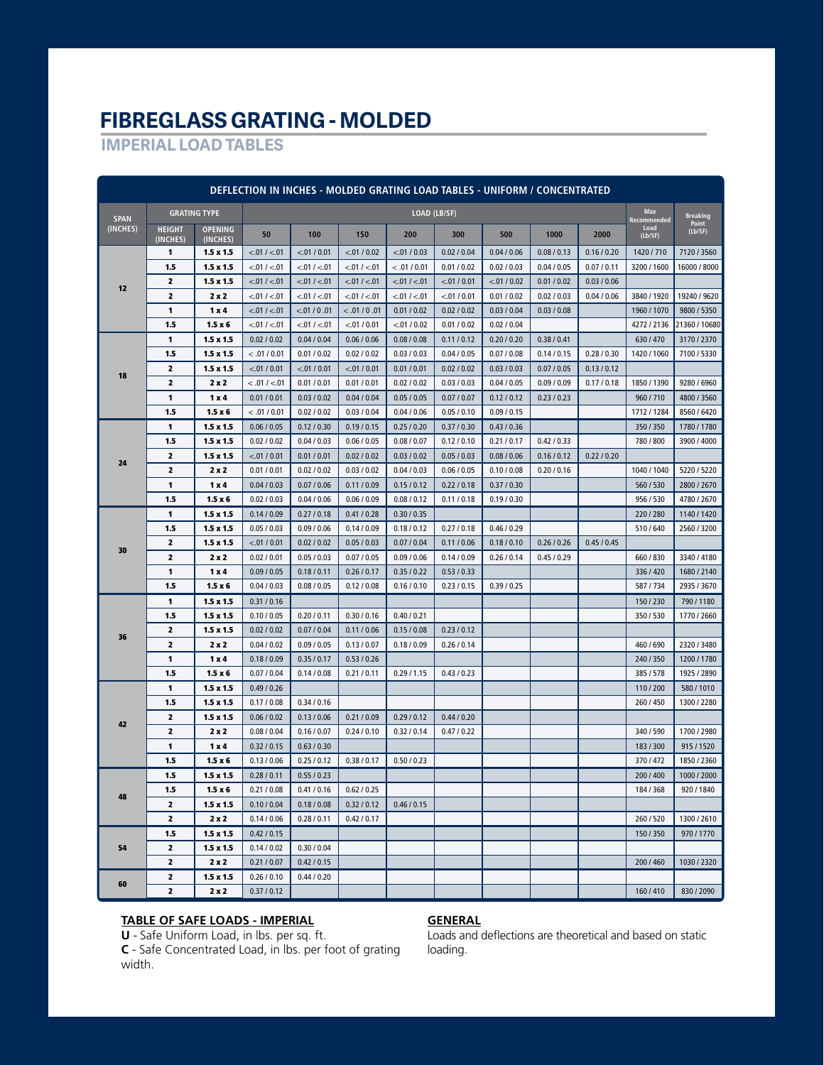# FIBREGLASS GRATING - MOLDED

## IMPERIAL LOAD TABLES

| DEFLECTION IN INCHES - MOLDED GRATING LOAD TABLES - UNIFORM / CONCENTRATED | | | | | | | | | | | | | |
|---|---|---|---|---|---|---|---|---|---|---|---|---|---|
| SPAN (INCHES) | GRATING TYPE | | LOAD (LB/SF) | | | | | | | | Max Recommended Load (Lb/SF) | Breaking Point (Lb/SF) |
| | HEIGHT (INCHES) | OPENING (INCHES) | 50 | 100 | 150 | 200 | 300 | 500 | 1000 | 2000 | | |
| 12 | 1 | 1.5 x 1.5 | <.01 / <.01 | <.01 / 0.01 | <.01 / 0.02 | <.01 / 0.03 | 0.02 / 0.04 | 0.04 / 0.06 | 0.08 / 0.13 | 0.16 / 0.20 | 1420 / 710 | 7120 / 3560 |
| | 1.5 | 1.5 x 1.5 | <.01 / <.01 | <.01 / <.01 | <.01 / <.01 | < .01 / 0.01 | 0.01 / 0.02 | 0.02 / 0.03 | 0.04 / 0.05 | 0.07 / 0.11 | 3200 / 1600 | 16000 / 8000 |
| | 2 | 1.5 x 1.5 | <.01 / <.01 | <.01 / <.01 | <.01 / <.01 | <.01 / <.01 | <.01 / 0.01 | <.01 / 0.02 | 0.01 / 0.02 | 0.03 / 0.06 | | |
| | 2 | 2 x 2 | <.01 / <.01 | <.01 / <.01 | <.01 / <.01 | <.01 / <.01 | <.01 / 0.01 | 0.01 / 0.02 | 0.02 / 0.03 | 0.04 / 0.06 | 3840 / 1920 | 19240 / 9620 |
| | 1 | 1 x 4 | <.01 / <.01 | <.01 / 0.01 | < .01 / 0.01 | 0.01 / 0.02 | 0.02 / 0.02 | 0.03 / 0.04 | 0.03 / 0.08 | | 1960 / 1070 | 9800 / 5350 |
| | 1.5 | 1.5 x 6 | <.01 / <.01 | <.01 / <.01 | <.01 / 0.01 | <.01 / 0.02 | 0.01 / 0.02 | 0.02 / 0.04 | | | 4272 / 2136 | 21360 / 10680 |
| 18 | 1 | 1.5 x 1.5 | 0.02 / 0.02 | 0.04 / 0.04 | 0.06 / 0.06 | 0.08 / 0.08 | 0.11 / 0.12 | 0.20 / 0.20 | 0.38 / 0.41 | | 630 / 470 | 3170 / 2370 |
| | 1.5 | 1.5 x 1.5 | < .01 / 0.01 | 0.01 / 0.02 | 0.02 / 0.02 | 0.03 / 0.03 | 0.04 / 0.05 | 0.07 / 0.08 | 0.14 / 0.15 | 0.28 / 0.30 | 1420 / 1060 | 7100 / 5330 |
| | 2 | 1.5 x 1.5 | <.01 / 0.01 | <.01 / 0.01 | <.01 / 0.01 | 0.01 / 0.01 | 0.02 / 0.02 | 0.03 / 0.03 | 0.07 / 0.05 | 0.13 / 0.12 | | |
| | 2 | 2 x 2 | < .01 / <.01 | 0.01 / 0.01 | 0.01 / 0.01 | 0.02 / 0.02 | 0.03 / 0.03 | 0.04 / 0.05 | 0.09 / 0.09 | 0.17 / 0.18 | 1850 / 1390 | 9280 / 6960 |
| | 1 | 1 x 4 | 0.01 / 0.01 | 0.03 / 0.02 | 0.04 / 0.04 | 0.05 / 0.05 | 0.07 / 0.07 | 0.12 / 0.12 | 0.23 / 0.23 | | 960 / 710 | 4800 / 3560 |
| | 1.5 | 1.5 x 6 | < .01 / 0.01 | 0.02 / 0.02 | 0.03 / 0.04 | 0.04 / 0.06 | 0.05 / 0.10 | 0.09 / 0.15 | | | 1712 / 1284 | 8560 / 6420 |
| 24 | 1 | 1.5 x 1.5 | 0.06 / 0.05 | 0.12 / 0.30 | 0.19 / 0.15 | 0.25 / 0.20 | 0.37 / 0.30 | 0.43 / 0.36 | | | 350 / 350 | 1780 / 1780 |
| | 1.5 | 1.5 x 1.5 | 0.02 / 0.02 | 0.04 / 0.03 | 0.06 / 0.05 | 0.08 / 0.07 | 0.12 / 0.10 | 0.21 / 0.17 | 0.42 / 0.33 | | 780 / 800 | 3900 / 4000 |
| | 2 | 1.5 x 1.5 | <.01 / 0.01 | 0.01 / 0.01 | 0.02 / 0.02 | 0.03 / 0.02 | 0.05 / 0.03 | 0.08 / 0.06 | 0.16 / 0.12 | 0.22 / 0.20 | | |
| | 2 | 2 x 2 | 0.01 / 0.01 | 0.02 / 0.02 | 0.03 / 0.02 | 0.04 / 0.03 | 0.06 / 0.05 | 0.10 / 0.08 | 0.20 / 0.16 | | 1040 / 1040 | 5220 / 5220 |
| | 1 | 1 x 4 | 0.04 / 0.03 | 0.07 / 0.06 | 0.11 / 0.09 | 0.15 / 0.12 | 0.22 / 0.18 | 0.37 / 0.30 | | | 560 / 530 | 2800 / 2670 |
| | 1.5 | 1.5 x 6 | 0.02 / 0.03 | 0.04 / 0.06 | 0.06 / 0.09 | 0.08 / 0.12 | 0.11 / 0.18 | 0.19 / 0.30 | | | 956 / 530 | 4780 / 2670 |
| 30 | 1 | 1.5 x 1.5 | 0.14 / 0.09 | 0.27 / 0.18 | 0.41 / 0.28 | 0.30 / 0.35 | | | | | 220 / 280 | 1140 / 1420 |
| | 1.5 | 1.5 x 1.5 | 0.05 / 0.03 | 0.09 / 0.06 | 0.14 / 0.09 | 0.18 / 0.12 | 0.27 / 0.18 | 0.46 / 0.29 | | | 510 / 640 | 2560 / 3200 |
| | 2 | 1.5 x 1.5 | <.01 / 0.01 | 0.02 / 0.02 | 0.05 / 0.03 | 0.07 / 0.04 | 0.11 / 0.06 | 0.18 / 0.10 | 0.26 / 0.26 | 0.45 / 0.45 | | |
| | 2 | 2 x 2 | 0.02 / 0.01 | 0.05 / 0.03 | 0.07 / 0.05 | 0.09 / 0.06 | 0.14 / 0.09 | 0.26 / 0.14 | 0.45 / 0.29 | | 660 / 830 | 3340 / 4180 |
| | 1 | 1 x 4 | 0.09 / 0.05 | 0.18 / 0.11 | 0.26 / 0.17 | 0.35 / 0.22 | 0.53 / 0.33 | | | | 336 / 420 | 1680 / 2140 |
| | 1.5 | 1.5 x 6 | 0.04 / 0.03 | 0.08 / 0.05 | 0.12 / 0.08 | 0.16 / 0.10 | 0.23 / 0.15 | 0.39 / 0.25 | | | 587 / 734 | 2935 / 3670 |
| 36 | 1 | 1.5 x 1.5 | 0.31 / 0.16 | | | | | | | | 150 / 230 | 790 / 1180 |
| | 1.5 | 1.5 x 1.5 | 0.10 / 0.05 | 0.20 / 0.11 | 0.30 / 0.16 | 0.40 / 0.21 | | | | | 350 / 530 | 1770 / 2660 |
| | 2 | 1.5 x 1.5 | 0.02 / 0.02 | 0.07 / 0.04 | 0.11 / 0.06 | 0.15 / 0.08 | 0.23 / 0.12 | | | | | |
| | 2 | 2 x 2 | 0.04 / 0.02 | 0.09 / 0.05 | 0.13 / 0.07 | 0.18 / 0.09 | 0.26 / 0.14 | | | | 460 / 690 | 2320 / 3480 |
| | 1 | 1 x 4 | 0.18 / 0.09 | 0.35 / 0.17 | 0.53 / 0.26 | | | | | | 240 / 350 | 1200 / 1780 |
| | 1.5 | 1.5 x 6 | 0.07 / 0.04 | 0.14 / 0.08 | 0.21 / 0.11 | 0.29 / 1.15 | 0.43 / 0.23 | | | | 385 / 578 | 1925 / 2890 |
| 42 | 1 | 1.5 x 1.5 | 0.49 / 0.26 | | | | | | | | 110 / 200 | 580 / 1010 |
| | 1.5 | 1.5 x 1.5 | 0.17 / 0.08 | 0.34 / 0.16 | | | | | | | 260 / 450 | 1300 / 2280 |
| | 2 | 1.5 x 1.5 | 0.06 / 0.02 | 0.13 / 0.06 | 0.21 / 0.09 | 0.29 / 0.12 | 0.44 / 0.20 | | | | | |
| | 2 | 2 x 2 | 0.08 / 0.04 | 0.16 / 0.07 | 0.24 / 0.10 | 0.32 / 0.14 | 0.47 / 0.22 | | | | 340 / 590 | 1700 / 2980 |
| | 1 | 1 x 4 | 0.32 / 0.15 | 0.63 / 0.30 | | | | | | | 183 / 300 | 915 / 1520 |
| | 1.5 | 1.5 x 6 | 0.13 / 0.06 | 0.25 / 0.12 | 0.38 / 0.17 | 0.50 / 0.23 | | | | | 370 / 472 | 1850 / 2360 |
| 48 | 1.5 | 1.5 x 1.5 | 0.28 / 0.11 | 0.55 / 0.23 | | | | | | | 200 / 400 | 1000 / 2000 |
| | 1.5 | 1.5 x 6 | 0.21 / 0.08 | 0.41 / 0.16 | 0.62 / 0.25 | | | | | | 184 / 368 | 920 / 1840 |
| | 2 | 1.5 x 1.5 | 0.10 / 0.04 | 0.18 / 0.08 | 0.32 / 0.12 | 0.46 / 0.15 | | | | | | |
| | 2 | 2 x 2 | 0.14 / 0.06 | 0.28 / 0.11 | 0.42 / 0.17 | | | | | | 260 / 520 | 1300 / 2610 |
| 54 | 1.5 | 1.5 x 1.5 | 0.42 / 0.15 | | | | | | | | 150 / 350 | 970 / 1770 |
| | 2 | 1.5 x 1.5 | 0.14 / 0.02 | 0.30 / 0.04 | | | | | | | | |
| | 2 | 2 x 2 | 0.21 / 0.07 | 0.42 / 0.15 | | | | | | | 200 / 460 | 1030 / 2320 |
| 60 | 2 | 1.5 x 1.5 | 0.26 / 0.10 | 0.44 / 0.20 | | | | | | | | |
| | 2 | 2 x 2 | 0.37 / 0.12 | | | | | | | | 160 / 410 | 830 / 2090 |

**TABLE OF SAFE LOADS - IMPERIAL**

**U** - Safe Uniform Load, in lbs. per sq. ft.
**C** - Safe Concentrated Load, in lbs. per foot of grating width.

**GENERAL**

Loads and deflections are theoretical and based on static loading.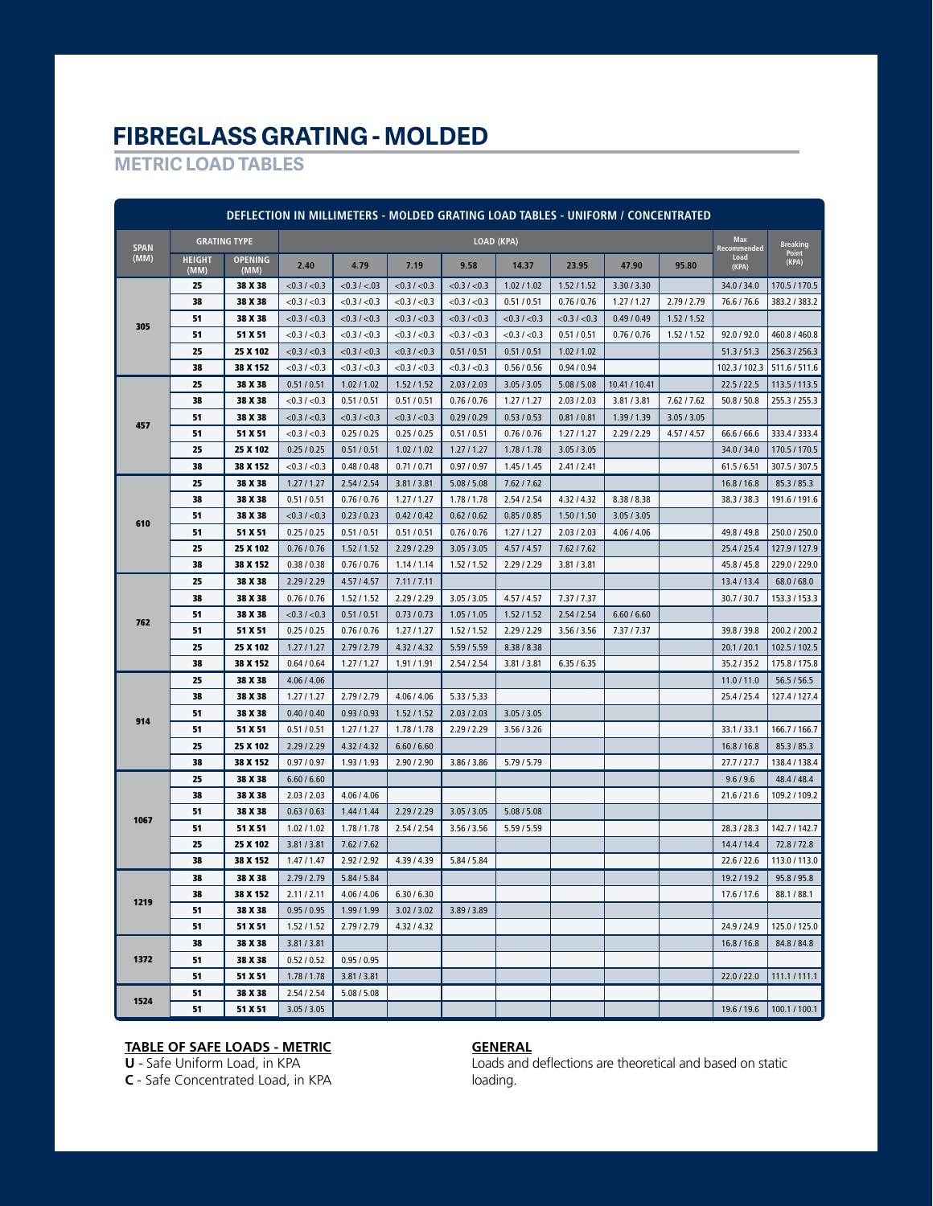# FIBREGLASS GRATING - MOLDED

## METRIC LOAD TABLES

| DEFLECTION IN MILLIMETERS - MOLDED GRATING LOAD TABLES - UNIFORM / CONCENTRATED | | | | | | | | | | | | |
|---|---|---|---|---|---|---|---|---|---|---|---|---|
| SPAN (MM) | GRATING TYPE | | LOAD (KPA) | | | | | | | | Max Recommended Load (KPA) | Breaking Point (KPA) |
| | HEIGHT (MM) | OPENING (MM) | 2.40 | 4.79 | 7.19 | 9.58 | 14.37 | 23.95 | 47.90 | 95.80 | | |
| 305 | 25 | 38 X 38 | <0.3 / <0.3 | <0.3 / <.03 | <0.3 / <0.3 | <0.3 / <0.3 | 1.02 / 1.02 | 1.52 / 1.52 | 3.30 / 3.30 | | 34.0 / 34.0 | 170.5 / 170.5 |
| | 38 | 38 X 38 | <0.3 / <0.3 | <0.3 / <0.3 | <0.3 / <0.3 | <0.3 / <0.3 | 0.51 / 0.51 | 0.76 / 0.76 | 1.27 / 1.27 | 2.79 / 2.79 | 76.6 / 76.6 | 383.2 / 383.2 |
| | 51 | 38 X 38 | <0.3 / <0.3 | <0.3 / <0.3 | <0.3 / <0.3 | <0.3 / <0.3 | <0.3 / <0.3 | <0.3 / <0.3 | 0.49 / 0.49 | 1.52 / 1.52 | | |
| | 51 | 51 X 51 | <0.3 / <0.3 | <0.3 / <0.3 | <0.3 / <0.3 | <0.3 / <0.3 | <0.3 / <0.3 | 0.51 / 0.51 | 0.76 / 0.76 | 1.52 / 1.52 | 92.0 / 92.0 | 460.8 / 460.8 |
| | 25 | 25 X 102 | <0.3 / <0.3 | <0.3 / <0.3 | <0.3 / <0.3 | 0.51 / 0.51 | 0.51 / 0.51 | 1.02 / 1.02 | | | 51.3 / 51.3 | 256.3 / 256.3 |
| | 38 | 38 X 152 | <0.3 / <0.3 | <0.3 / <0.3 | <0.3 / <0.3 | <0.3 / <0.3 | 0.56 / 0.56 | 0.94 / 0.94 | | | 102.3 / 102.3 | 511.6 / 511.6 |
| 457 | 25 | 38 X 38 | 0.51 / 0.51 | 1.02 / 1.02 | 1.52 / 1.52 | 2.03 / 2.03 | 3.05 / 3.05 | 5.08 / 5.08 | 10.41 / 10.41 | | 22.5 / 22.5 | 113.5 / 113.5 |
| | 38 | 38 X 38 | <0.3 / <0.3 | 0.51 / 0.51 | 0.51 / 0.51 | 0.76 / 0.76 | 1.27 / 1.27 | 2.03 / 2.03 | 3.81 / 3.81 | 7.62 / 7.62 | 50.8 / 50.8 | 255.3 / 255.3 |
| | 51 | 38 X 38 | <0.3 / <0.3 | <0.3 / <0.3 | <0.3 / <0.3 | 0.29 / 0.29 | 0.53 / 0.53 | 0.81 / 0.81 | 1.39 / 1.39 | 3.05 / 3.05 | | |
| | 51 | 51 X 51 | <0.3 / <0.3 | 0.25 / 0.25 | 0.25 / 0.25 | 0.51 / 0.51 | 0.76 / 0.76 | 1.27 / 1.27 | 2.29 / 2.29 | 4.57 / 4.57 | 66.6 / 66.6 | 333.4 / 333.4 |
| | 25 | 25 X 102 | 0.25 / 0.25 | 0.51 / 0.51 | 1.02 / 1.02 | 1.27 / 1.27 | 1.78 / 1.78 | 3.05 / 3.05 | | | 34.0 / 34.0 | 170.5 / 170.5 |
| | 38 | 38 X 152 | <0.3 / <0.3 | 0.48 / 0.48 | 0.71 / 0.71 | 0.97 / 0.97 | 1.45 / 1.45 | 2.41 / 2.41 | | | 61.5 / 6.51 | 307.5 / 307.5 |
| 610 | 25 | 38 X 38 | 1.27 / 1.27 | 2.54 / 2.54 | 3.81 / 3.81 | 5.08 / 5.08 | 7.62 / 7.62 | | | | 16.8 / 16.8 | 85.3 / 85.3 |
| | 38 | 38 X 38 | 0.51 / 0.51 | 0.76 / 0.76 | 1.27 / 1.27 | 1.78 / 1.78 | 2.54 / 2.54 | 4.32 / 4.32 | 8.38 / 8.38 | | 38.3 / 38.3 | 191.6 / 191.6 |
| | 51 | 38 X 38 | <0.3 / <0.3 | 0.23 / 0.23 | 0.42 / 0.42 | 0.62 / 0.62 | 0.85 / 0.85 | 1.50 / 1.50 | 3.05 / 3.05 | | | |
| | 51 | 51 X 51 | 0.25 / 0.25 | 0.51 / 0.51 | 0.51 / 0.51 | 0.76 / 0.76 | 1.27 / 1.27 | 2.03 / 2.03 | 4.06 / 4.06 | | 49.8 / 49.8 | 250.0 / 250.0 |
| | 25 | 25 X 102 | 0.76 / 0.76 | 1.52 / 1.52 | 2.29 / 2.29 | 3.05 / 3.05 | 4.57 / 4.57 | 7.62 / 7.62 | | | 25.4 / 25.4 | 127.9 / 127.9 |
| | 38 | 38 X 152 | 0.38 / 0.38 | 0.76 / 0.76 | 1.14 / 1.14 | 1.52 / 1.52 | 2.29 / 2.29 | 3.81 / 3.81 | | | 45.8 / 45.8 | 229.0 / 229.0 |
| 762 | 25 | 38 X 38 | 2.29 / 2.29 | 4.57 / 4.57 | 7.11 / 7.11 | | | | | | 13.4 / 13.4 | 68.0 / 68.0 |
| | 38 | 38 X 38 | 0.76 / 0.76 | 1.52 / 1.52 | 2.29 / 2.29 | 3.05 / 3.05 | 4.57 / 4.57 | 7.37 / 7.37 | | | 30.7 / 30.7 | 153.3 / 153.3 |
| | 51 | 38 X 38 | <0.3 / <0.3 | 0.51 / 0.51 | 0.73 / 0.73 | 1.05 / 1.05 | 1.52 / 1.52 | 2.54 / 2.54 | 6.60 / 6.60 | | | |
| | 51 | 51 X 51 | 0.25 / 0.25 | 0.76 / 0.76 | 1.27 / 1.27 | 1.52 / 1.52 | 2.29 / 2.29 | 3.56 / 3.56 | 7.37 / 7.37 | | 39.8 / 39.8 | 200.2 / 200.2 |
| | 25 | 25 X 102 | 1.27 / 1.27 | 2.79 / 2.79 | 4.32 / 4.32 | 5.59 / 5.59 | 8.38 / 8.38 | | | | 20.1 / 20.1 | 102.5 / 102.5 |
| | 38 | 38 X 152 | 0.64 / 0.64 | 1.27 / 1.27 | 1.91 / 1.91 | 2.54 / 2.54 | 3.81 / 3.81 | 6.35 / 6.35 | | | 35.2 / 35.2 | 175.8 / 175.8 |
| 914 | 25 | 38 X 38 | 4.06 / 4.06 | | | | | | | | 11.0 / 11.0 | 56.5 / 56.5 |
| | 38 | 38 X 38 | 1.27 / 1.27 | 2.79 / 2.79 | 4.06 / 4.06 | 5.33 / 5.33 | | | | | 25.4 / 25.4 | 127.4 / 127.4 |
| | 51 | 38 X 38 | 0.40 / 0.40 | 0.93 / 0.93 | 1.52 / 1.52 | 2.03 / 2.03 | 3.05 / 3.05 | | | | | |
| | 51 | 51 X 51 | 0.51 / 0.51 | 1.27 / 1.27 | 1.78 / 1.78 | 2.29 / 2.29 | 3.56 / 3.26 | | | | 33.1 / 33.1 | 166.7 / 166.7 |
| | 25 | 25 X 102 | 2.29 / 2.29 | 4.32 / 4.32 | 6.60 / 6.60 | | | | | | 16.8 / 16.8 | 85.3 / 85.3 |
| | 38 | 38 X 152 | 0.97 / 0.97 | 1.93 / 1.93 | 2.90 / 2.90 | 3.86 / 3.86 | 5.79 / 5.79 | | | | 27.7 / 27.7 | 138.4 / 138.4 |
| 1067 | 25 | 38 X 38 | 6.60 / 6.60 | | | | | | | | 9.6 / 9.6 | 48.4 / 48.4 |
| | 38 | 38 X 38 | 2.03 / 2.03 | 4.06 / 4.06 | | | | | | | 21.6 / 21.6 | 109.2 / 109.2 |
| | 51 | 38 X 38 | 0.63 / 0.63 | 1.44 / 1.44 | 2.29 / 2.29 | 3.05 / 3.05 | 5.08 / 5.08 | | | | | |
| | 51 | 51 X 51 | 1.02 / 1.02 | 1.78 / 1.78 | 2.54 / 2.54 | 3.56 / 3.56 | 5.59 / 5.59 | | | | 28.3 / 28.3 | 142.7 / 142.7 |
| | 25 | 25 X 102 | 3.81 / 3.81 | 7.62 / 7.62 | | | | | | | 14.4 / 14.4 | 72.8 / 72.8 |
| | 38 | 38 X 152 | 1.47 / 1.47 | 2.92 / 2.92 | 4.39 / 4.39 | 5.84 / 5.84 | | | | | 22.6 / 22.6 | 113.0 / 113.0 |
| 1219 | 38 | 38 X 38 | 2.79 / 2.79 | 5.84 / 5.84 | | | | | | | 19.2 / 19.2 | 95.8 / 95.8 |
| | 38 | 38 X 152 | 2.11 / 2.11 | 4.06 / 4.06 | 6.30 / 6.30 | | | | | | 17.6 / 17.6 | 88.1 / 88.1 |
| | 51 | 38 X 38 | 0.95 / 0.95 | 1.99 / 1.99 | 3.02 / 3.02 | 3.89 / 3.89 | | | | | | |
| | 51 | 51 X 51 | 1.52 / 1.52 | 2.79 / 2.79 | 4.32 / 4.32 | | | | | | 24.9 / 24.9 | 125.0 / 125.0 |
| 1372 | 38 | 38 X 38 | 3.81 / 3.81 | | | | | | | | 16.8 / 16.8 | 84.8 / 84.8 |
| | 51 | 38 X 38 | 0.52 / 0.52 | 0.95 / 0.95 | | | | | | | | |
| | 51 | 51 X 51 | 1.78 / 1.78 | 3.81 / 3.81 | | | | | | | 22.0 / 22.0 | 111.1 / 111.1 |
| 1524 | 51 | 38 X 38 | 2.54 / 2.54 | 5.08 / 5.08 | | | | | | | | |
| | 51 | 51 X 51 | 3.05 / 3.05 | | | | | | | | 19.6 / 19.6 | 100.1 / 100.1 |

**TABLE OF SAFE LOADS - METRIC**

**U** - Safe Uniform Load, in KPA

**C** - Safe Concentrated Load, in KPA

**GENERAL**

Loads and deflections are theoretical and based on static loading.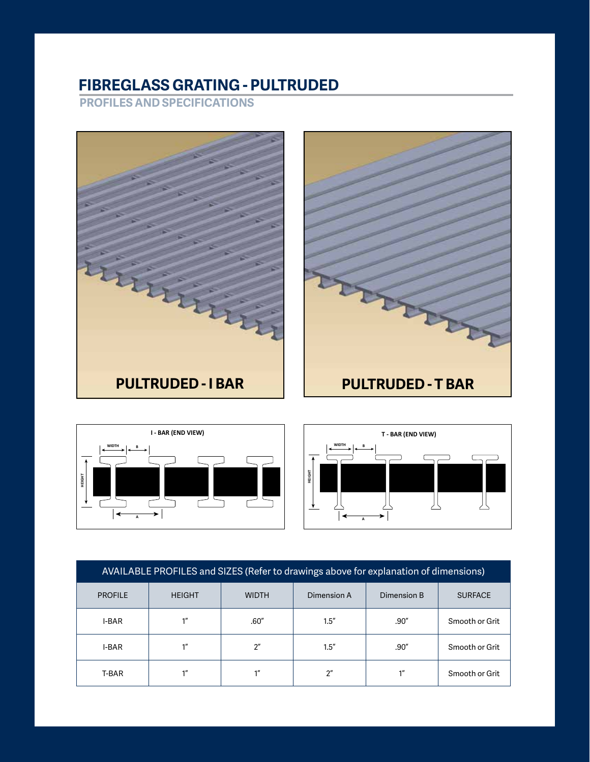# FIBREGLASS GRATING - PULTRUDED

## PROFILES AND SPECIFICATIONS

**PULTRUDED - I BAR**

**PULTRUDED - T BAR**

I - BAR (END VIEW)

T - BAR (END VIEW)

| AVAILABLE PROFILES and SIZES (Refer to drawings above for explanation of dimensions) | | | | | |
|---|---|---|---|---|---|
| PROFILE | HEIGHT | WIDTH | Dimension A | Dimension B | SURFACE |
| I-BAR | 1″ | .60″ | 1.5″ | .90″ | Smooth or Grit |
| I-BAR | 1″ | 2″ | 1.5″ | .90″ | Smooth or Grit |
| T-BAR | 1″ | 1″ | 2″ | 1″ | Smooth or Grit |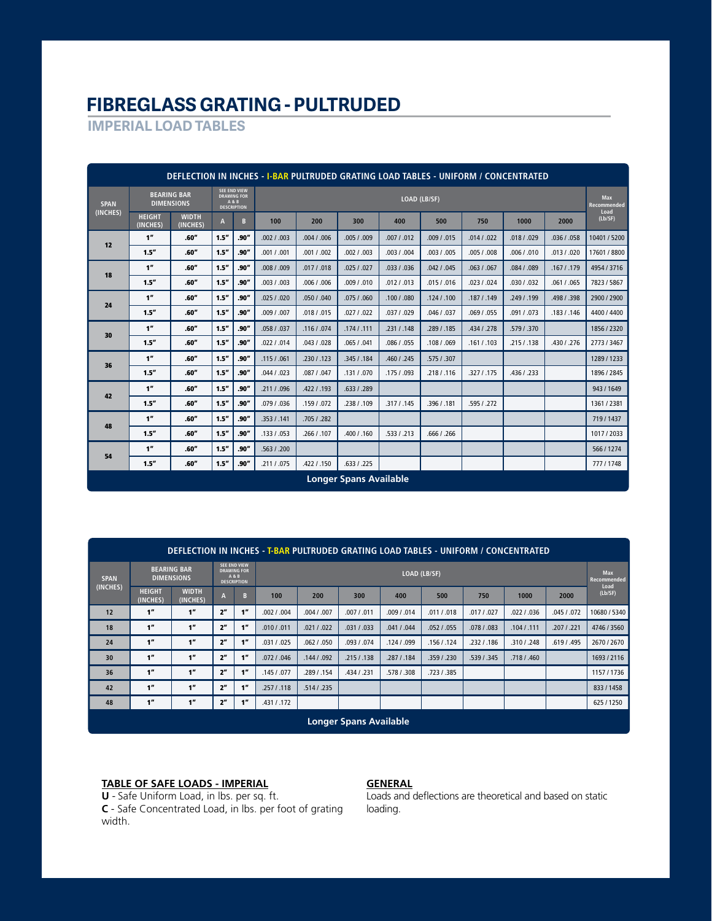# FIBREGLASS GRATING - PULTRUDED

## IMPERIAL LOAD TABLES

**DEFLECTION IN INCHES - I-BAR PULTRUDED GRATING LOAD TABLES - UNIFORM / CONCENTRATED**

| SPAN (INCHES) | BEARING BAR DIMENSIONS | | SEE END VIEW DRAWING FOR A & B DESCRIPTION | | LOAD (LB/SF) | | | | | | | | Max Recommended Load (Lb/SF) |
|---|---|---|---|---|---|---|---|---|---|---|---|---|---|
| | HEIGHT (INCHES) | WIDTH (INCHES) | A | B | 100 | 200 | 300 | 400 | 500 | 750 | 1000 | 2000 | |
| 12 | 1" | .60" | 1.5" | .90" | .002 / .003 | .004 / .006 | .005 / .009 | .007 / .012 | .009 / .015 | .014 / .022 | .018 / .029 | .036 / .058 | 10401 / 5200 |
| | 1.5" | .60" | 1.5" | .90" | .001 / .001 | .001 / .002 | .002 / .003 | .003 / .004 | .003 / .005 | .005 / .008 | .006 / .010 | .013 / .020 | 17601 / 8800 |
| 18 | 1" | .60" | 1.5" | .90" | .008 / .009 | .017 / .018 | .025 / .027 | .033 / .036 | .042 / .045 | .063 / .067 | .084 / .089 | .167 / .179 | 4954 / 3716 |
| | 1.5" | .60" | 1.5" | .90" | .003 / .003 | .006 / .006 | .009 / .010 | .012 / .013 | .015 / .016 | .023 / .024 | .030 / .032 | .061 / .065 | 7823 / 5867 |
| 24 | 1" | .60" | 1.5" | .90" | .025 / .020 | .050 / .040 | .075 / .060 | .100 / .080 | .124 / .100 | .187 / .149 | .249 / .199 | .498 / .398 | 2900 / 2900 |
| | 1.5" | .60" | 1.5" | .90" | .009 / .007 | .018 / .015 | .027 / .022 | .037 / .029 | .046 / .037 | .069 / .055 | .091 / .073 | .183 / .146 | 4400 / 4400 |
| 30 | 1" | .60" | 1.5" | .90" | .058 / .037 | .116 / .074 | .174 / .111 | .231 / .148 | .289 / .185 | .434 / .278 | .579 / .370 | | 1856 / 2320 |
| | 1.5" | .60" | 1.5" | .90" | .022 / .014 | .043 / .028 | .065 / .041 | .086 / .055 | .108 / .069 | .161 / .103 | .215 / .138 | .430 / .276 | 2773 / 3467 |
| 36 | 1" | .60" | 1.5" | .90" | .115 / .061 | .230 / .123 | .345 / .184 | .460 / .245 | .575 / .307 | | | | 1289 / 1233 |
| | 1.5" | .60" | 1.5" | .90" | .044 / .023 | .087 / .047 | .131 / .070 | .175 / .093 | .218 / .116 | .327 / .175 | .436 / .233 | | 1896 / 2845 |
| 42 | 1" | .60" | 1.5" | .90" | .211 / .096 | .422 / .193 | .633 / .289 | | | | | | 943 / 1649 |
| | 1.5" | .60" | 1.5" | .90" | .079 / .036 | .159 / .072 | .238 / .109 | .317 / .145 | .396 / .181 | .595 / .272 | | | 1361 / 2381 |
| 48 | 1" | .60" | 1.5" | .90" | .353 / .141 | .705 / .282 | | | | | | | 719 / 1437 |
| | 1.5" | .60" | 1.5" | .90" | .133 / .053 | .266 / .107 | .400 / .160 | .533 / .213 | .666 / .266 | | | | 1017 / 2033 |
| 54 | 1" | .60" | 1.5" | .90" | .563 / .200 | | | | | | | | 566 / 1274 |
| | 1.5" | .60" | 1.5" | .90" | .211 / .075 | .422 / .150 | .633 / .225 | | | | | | 777 / 1748 |

**Longer Spans Available**

**DEFLECTION IN INCHES - T-BAR PULTRUDED GRATING LOAD TABLES - UNIFORM / CONCENTRATED**

| SPAN (INCHES) | BEARING BAR DIMENSIONS | | SEE END VIEW DRAWING FOR A & B DESCRIPTION | | LOAD (LB/SF) | | | | | | | | Max Recommended Load (Lb/SF) |
|---|---|---|---|---|---|---|---|---|---|---|---|---|---|
| | HEIGHT (INCHES) | WIDTH (INCHES) | A | B | 100 | 200 | 300 | 400 | 500 | 750 | 1000 | 2000 | |
| 12 | 1" | 1" | 2" | 1" | .002 / .004 | .004 / .007 | .007 / .011 | .009 / .014 | .011 / .018 | .017 / .027 | .022 / .036 | .045 / .072 | 10680 / 5340 |
| 18 | 1" | 1" | 2" | 1" | .010 / .011 | .021 / .022 | .031 / .033 | .041 / .044 | .052 / .055 | .078 / .083 | .104 / .111 | .207 / .221 | 4746 / 3560 |
| 24 | 1" | 1" | 2" | 1" | .031 / .025 | .062 / .050 | .093 / .074 | .124 / .099 | .156 / .124 | .232 / .186 | .310 / .248 | .619 / .495 | 2670 / 2670 |
| 30 | 1" | 1" | 2" | 1" | .072 / .046 | .144 / .092 | .215 / .138 | .287 / .184 | .359 / .230 | .539 / .345 | .718 / .460 | | 1693 / 2116 |
| 36 | 1" | 1" | 2" | 1" | .145 / .077 | .289 / .154 | .434 / .231 | .578 / .308 | .723 / .385 | | | | 1157 / 1736 |
| 42 | 1" | 1" | 2" | 1" | .257 / .118 | .514 / .235 | | | | | | | 833 / 1458 |
| 48 | 1" | 1" | 2" | 1" | .431 / .172 | | | | | | | | 625 / 1250 |

**Longer Spans Available**

**TABLE OF SAFE LOADS - IMPERIAL**

**U** - Safe Uniform Load, in lbs. per sq. ft.
**C** - Safe Concentrated Load, in lbs. per foot of grating width.

**GENERAL**

Loads and deflections are theoretical and based on static loading.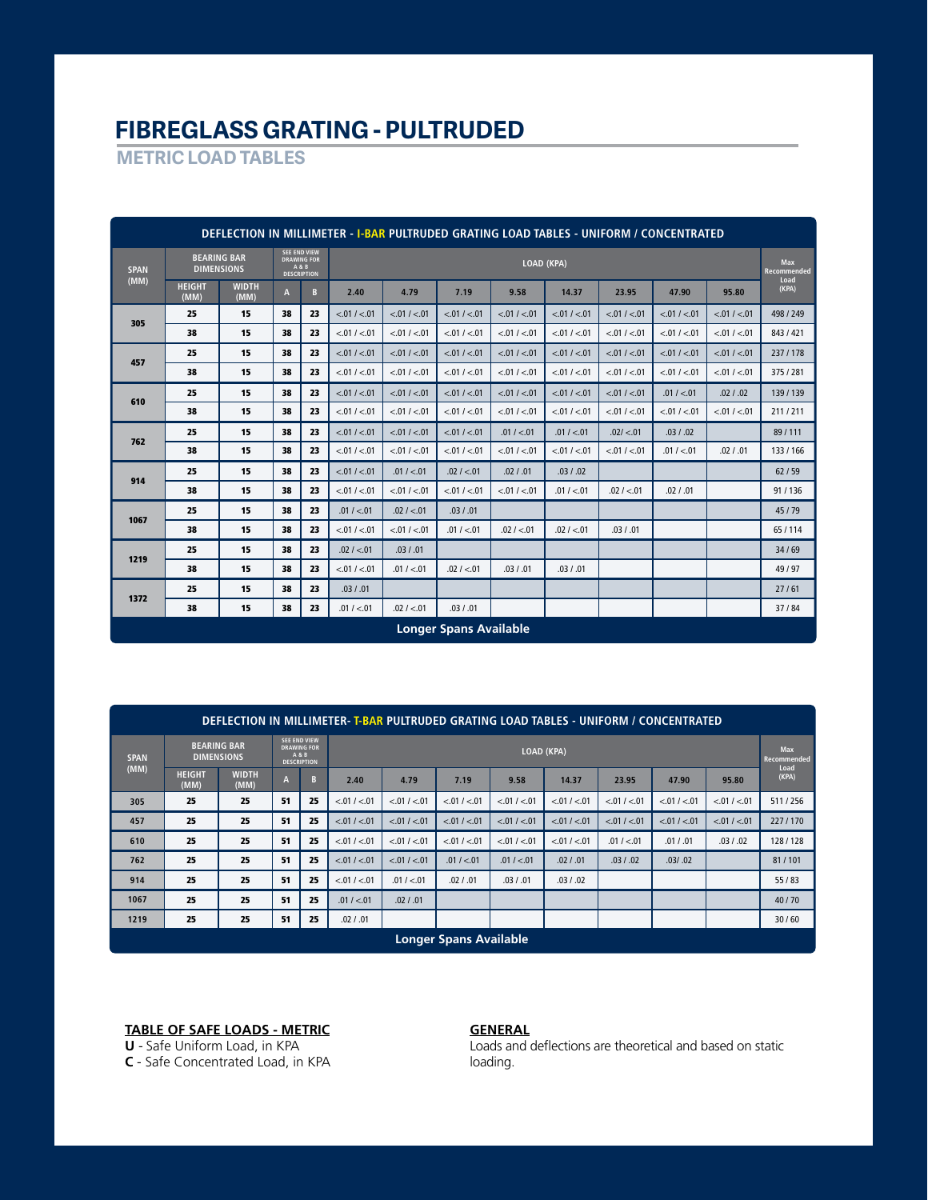# FIBREGLASS GRATING - PULTRUDED

## METRIC LOAD TABLES

**DEFLECTION IN MILLIMETER - I-BAR PULTRUDED GRATING LOAD TABLES - UNIFORM / CONCENTRATED**

| SPAN (MM) | BEARING BAR DIMENSIONS | | SEE END VIEW DRAWING FOR A & B DESCRIPTION | | LOAD (KPA) | | | | | | | | Max Recommended Load (KPA) |
|---|---|---|---|---|---|---|---|---|---|---|---|---|---|
| | HEIGHT (MM) | WIDTH (MM) | A | B | 2.40 | 4.79 | 7.19 | 9.58 | 14.37 | 23.95 | 47.90 | 95.80 | |
| 305 | 25 | 15 | 38 | 23 | <.01 / <.01 | <.01 / <.01 | <.01 / <.01 | <.01 / <.01 | <.01 / <.01 | <.01 / <.01 | <.01 / <.01 | <.01 / <.01 | 498 / 249 |
| | 38 | 15 | 38 | 23 | <.01 / <.01 | <.01 / <.01 | <.01 / <.01 | <.01 / <.01 | <.01 / <.01 | <.01 / <.01 | <.01 / <.01 | <.01 / <.01 | 843 / 421 |
| 457 | 25 | 15 | 38 | 23 | <.01 / <.01 | <.01 / <.01 | <.01 / <.01 | <.01 / <.01 | <.01 / <.01 | <.01 / <.01 | <.01 / <.01 | <.01 / <.01 | 237 / 178 |
| | 38 | 15 | 38 | 23 | <.01 / <.01 | <.01 / <.01 | <.01 / <.01 | <.01 / <.01 | <.01 / <.01 | <.01 / <.01 | <.01 / <.01 | <.01 / <.01 | 375 / 281 |
| 610 | 25 | 15 | 38 | 23 | <.01 / <.01 | <.01 / <.01 | <.01 / <.01 | <.01 / <.01 | <.01 / <.01 | <.01 / <.01 | .01 / <.01 | .02 / .02 | 139 / 139 |
| | 38 | 15 | 38 | 23 | <.01 / <.01 | <.01 / <.01 | <.01 / <.01 | <.01 / <.01 | <.01 / <.01 | <.01 / <.01 | <.01 / <.01 | <.01 / <.01 | 211 / 211 |
| 762 | 25 | 15 | 38 | 23 | <.01 / <.01 | <.01 / <.01 | <.01 / <.01 | .01 / <.01 | .01 / <.01 | .02/ <.01 | .03 / .02 | | 89 / 111 |
| | 38 | 15 | 38 | 23 | <.01 / <.01 | <.01 / <.01 | <.01 / <.01 | <.01 / <.01 | <.01 / <.01 | <.01 / <.01 | .01 / <.01 | .02 / .01 | 133 / 166 |
| 914 | 25 | 15 | 38 | 23 | <.01 / <.01 | .01 / <.01 | .02 / <.01 | .02 / .01 | .03 / .02 | | | | 62 / 59 |
| | 38 | 15 | 38 | 23 | <.01 / <.01 | <.01 / <.01 | <.01 / <.01 | <.01 / <.01 | .01 / <.01 | .02 / <.01 | .02 / .01 | | 91 / 136 |
| 1067 | 25 | 15 | 38 | 23 | .01 / <.01 | .02 / <.01 | .03 / .01 | | | | | | 45 / 79 |
| | 38 | 15 | 38 | 23 | <.01 / <.01 | <.01 / <.01 | .01 / <.01 | .02 / <.01 | .02 / <.01 | .03 / .01 | | | 65 / 114 |
| 1219 | 25 | 15 | 38 | 23 | .02 / <.01 | .03 / .01 | | | | | | | 34 / 69 |
| | 38 | 15 | 38 | 23 | <.01 / <.01 | .01 / <.01 | .02 / <.01 | .03 / .01 | .03 / .01 | | | | 49 / 97 |
| 1372 | 25 | 15 | 38 | 23 | .03 / .01 | | | | | | | | 27 / 61 |
| | 38 | 15 | 38 | 23 | .01 / <.01 | .02 / <.01 | .03 / .01 | | | | | | 37 / 84 |

**Longer Spans Available**

**DEFLECTION IN MILLIMETER- T-BAR PULTRUDED GRATING LOAD TABLES - UNIFORM / CONCENTRATED**

| SPAN (MM) | BEARING BAR DIMENSIONS | | SEE END VIEW DRAWING FOR A & B DESCRIPTION | | LOAD (KPA) | | | | | | | | Max Recommended Load (KPA) |
|---|---|---|---|---|---|---|---|---|---|---|---|---|---|
| | HEIGHT (MM) | WIDTH (MM) | A | B | 2.40 | 4.79 | 7.19 | 9.58 | 14.37 | 23.95 | 47.90 | 95.80 | |
| 305 | 25 | 25 | 51 | 25 | <.01 / <.01 | <.01 / <.01 | <.01 / <.01 | <.01 / <.01 | <.01 / <.01 | <.01 / <.01 | <.01 / <.01 | <.01 / <.01 | 511 / 256 |
| 457 | 25 | 25 | 51 | 25 | <.01 / <.01 | <.01 / <.01 | <.01 / <.01 | <.01 / <.01 | <.01 / <.01 | <.01 / <.01 | <.01 / <.01 | <.01 / <.01 | 227 / 170 |
| 610 | 25 | 25 | 51 | 25 | <.01 / <.01 | <.01 / <.01 | <.01 / <.01 | <.01 / <.01 | <.01 / <.01 | .01 / <.01 | .01 / .01 | .03 / .02 | 128 / 128 |
| 762 | 25 | 25 | 51 | 25 | <.01 / <.01 | <.01 / <.01 | .01 / <.01 | .01 / <.01 | .02 / .01 | .03 / .02 | .03/ .02 | | 81 / 101 |
| 914 | 25 | 25 | 51 | 25 | <.01 / <.01 | .01 / <.01 | .02 / .01 | .03 / .01 | .03 / .02 | | | | 55 / 83 |
| 1067 | 25 | 25 | 51 | 25 | .01 / <.01 | .02 / .01 | | | | | | | 40 / 70 |
| 1219 | 25 | 25 | 51 | 25 | .02 / .01 | | | | | | | | 30 / 60 |

**Longer Spans Available**

**TABLE OF SAFE LOADS - METRIC**

**U** - Safe Uniform Load, in KPA
**C** - Safe Concentrated Load, in KPA

**GENERAL**

Loads and deflections are theoretical and based on static loading.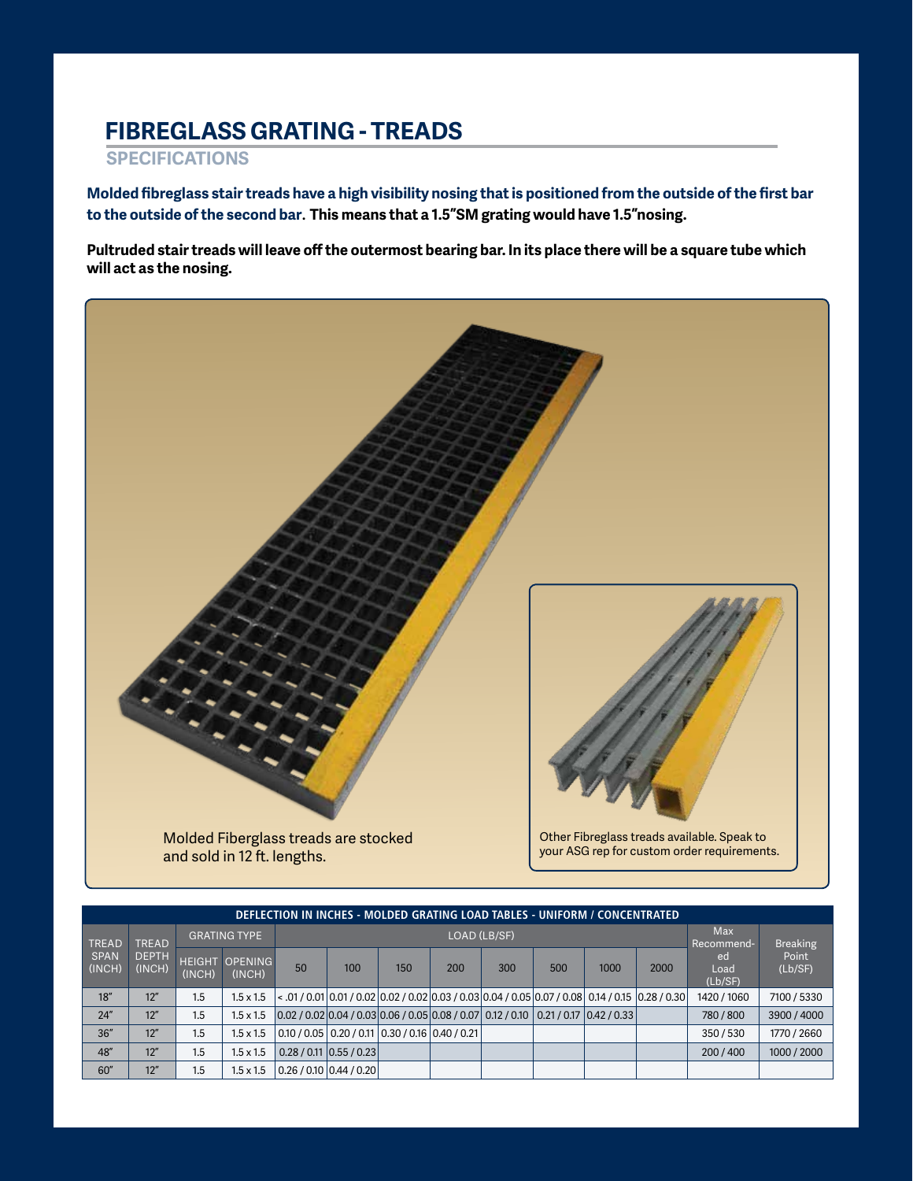# FIBREGLASS GRATING - TREADS

## SPECIFICATIONS

**Molded fibreglass stair treads have a high visibility nosing that is positioned from the outside of the first bar to the outside of the second bar. This means that a 1.5"SM grating would have 1.5"nosing.**

**Pultruded stair treads will leave off the outermost bearing bar. In its place there will be a square tube which will act as the nosing.**

Molded Fiberglass treads are stocked and sold in 12 ft. lengths.

Other Fibreglass treads available. Speak to your ASG rep for custom order requirements.

**DEFLECTION IN INCHES - MOLDED GRATING LOAD TABLES - UNIFORM / CONCENTRATED**

| TREAD SPAN (INCH) | TREAD DEPTH (INCH) | GRATING TYPE | | LOAD (LB/SF) | | | | | | | | Max Recommended Load (Lb/SF) | Breaking Point (Lb/SF) |
|---|---|---|---|---|---|---|---|---|---|---|---|---|---|
| | | HEIGHT (INCH) | OPENING (INCH) | 50 | 100 | 150 | 200 | 300 | 500 | 1000 | 2000 | | |
| 18" | 12" | 1.5 | 1.5 x 1.5 | < .01 / 0.01 | 0.01 / 0.02 | 0.02 / 0.02 | 0.03 / 0.03 | 0.04 / 0.05 | 0.07 / 0.08 | 0.14 / 0.15 | 0.28 / 0.30 | 1420 / 1060 | 7100 / 5330 |
| 24" | 12" | 1.5 | 1.5 x 1.5 | 0.02 / 0.02 | 0.04 / 0.03 | 0.06 / 0.05 | 0.08 / 0.07 | 0.12 / 0.10 | 0.21 / 0.17 | 0.42 / 0.33 | | 780 / 800 | 3900 / 4000 |
| 36" | 12" | 1.5 | 1.5 x 1.5 | 0.10 / 0.05 | 0.20 / 0.11 | 0.30 / 0.16 | 0.40 / 0.21 | | | | | 350 / 530 | 1770 / 2660 |
| 48" | 12" | 1.5 | 1.5 x 1.5 | 0.28 / 0.11 | 0.55 / 0.23 | | | | | | | 200 / 400 | 1000 / 2000 |
| 60" | 12" | 1.5 | 1.5 x 1.5 | 0.26 / 0.10 | 0.44 / 0.20 | | | | | | | | |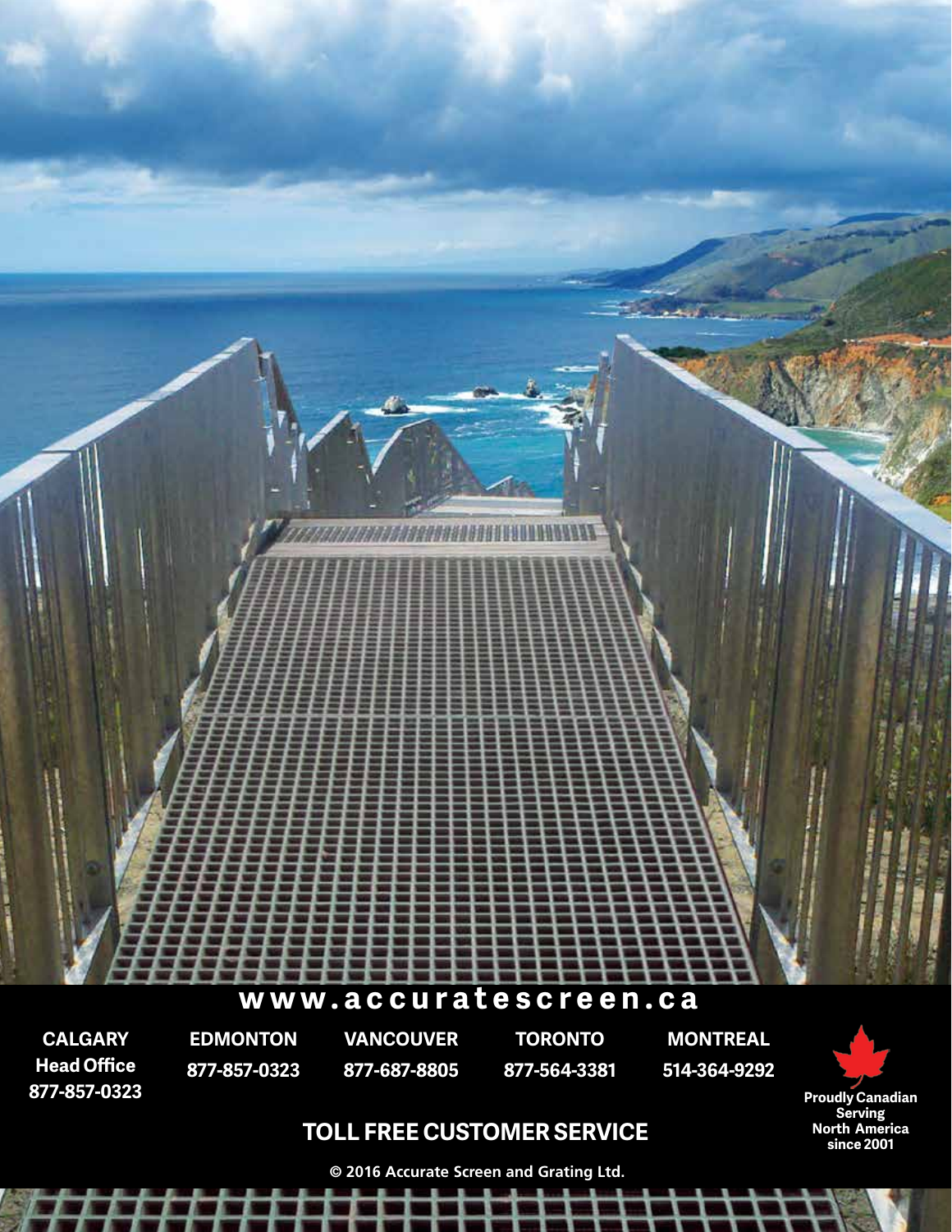**www.accuratescreen.ca**

**CALGARY**
**Head Office**
**877-857-0323**

**EDMONTON**
**877-857-0323**

**VANCOUVER**
**877-687-8805**

**TORONTO**
**877-564-3381**

**MONTREAL**
**514-364-9292**

**Proudly Canadian Serving North America since 2001**

**TOLL FREE CUSTOMER SERVICE**

**© 2016 Accurate Screen and Grating Ltd.**